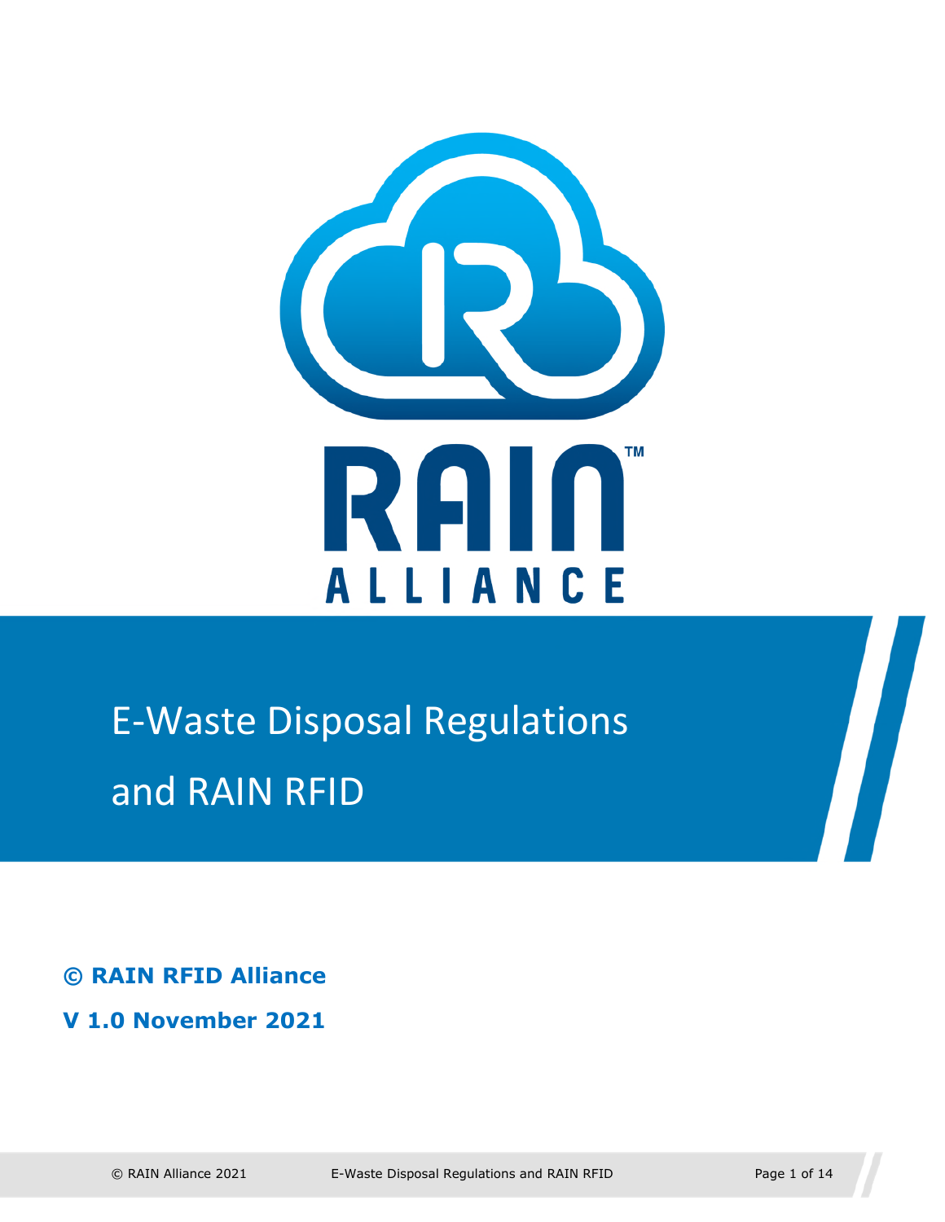RAIN™
ALLIANCE

# E-Waste Disposal Regulations and RAIN RFID

**© RAIN RFID Alliance**

**V 1.0 November 2021**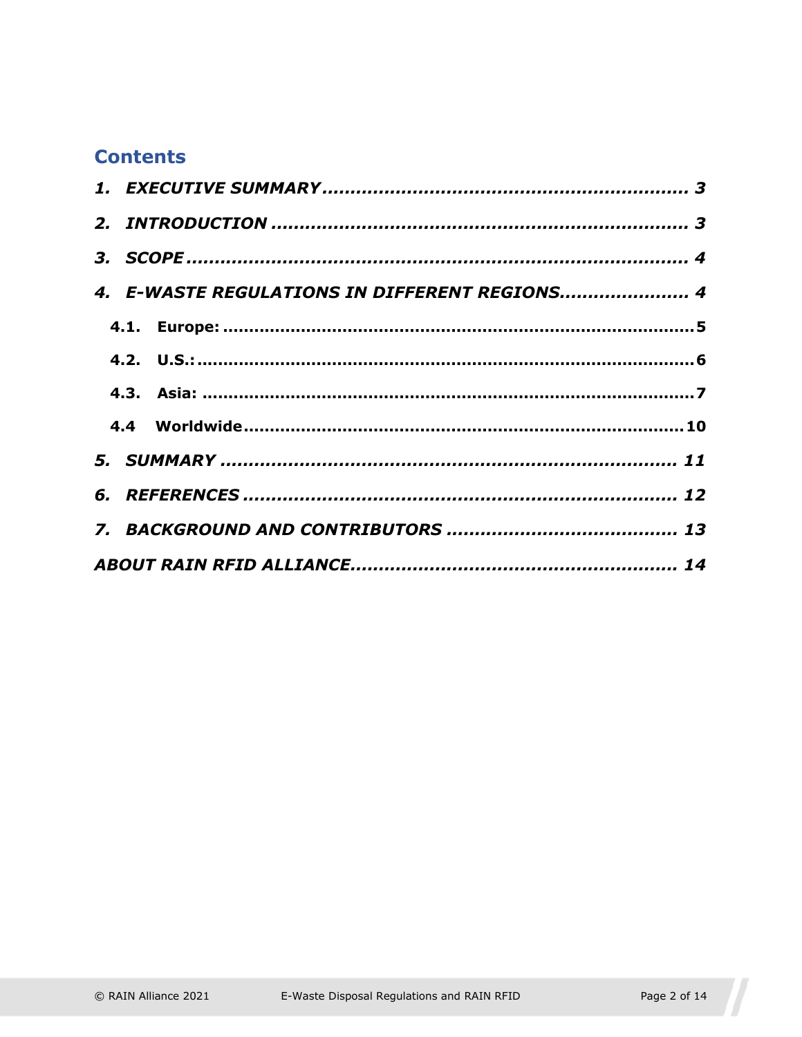## Contents

*1. EXECUTIVE SUMMARY* ........................................................ *3*

*2. INTRODUCTION* ................................................................. *3*

*3. SCOPE* ................................................................................ *4*

*4. E-WASTE REGULATIONS IN DIFFERENT REGIONS*...................... *4*

- **4.1. Europe:** .................................................................................**5**
- **4.2. U.S.:**.......................................................................................**6**
- **4.3. Asia:** .....................................................................................**7**
- **4.4 Worldwide**...........................................................................**10**

*5. SUMMARY* ......................................................................... *11*

*6. REFERENCES* ..................................................................... *12*

*7. BACKGROUND AND CONTRIBUTORS* ....................................... *13*

*ABOUT RAIN RFID ALLIANCE*.......................................................... *14*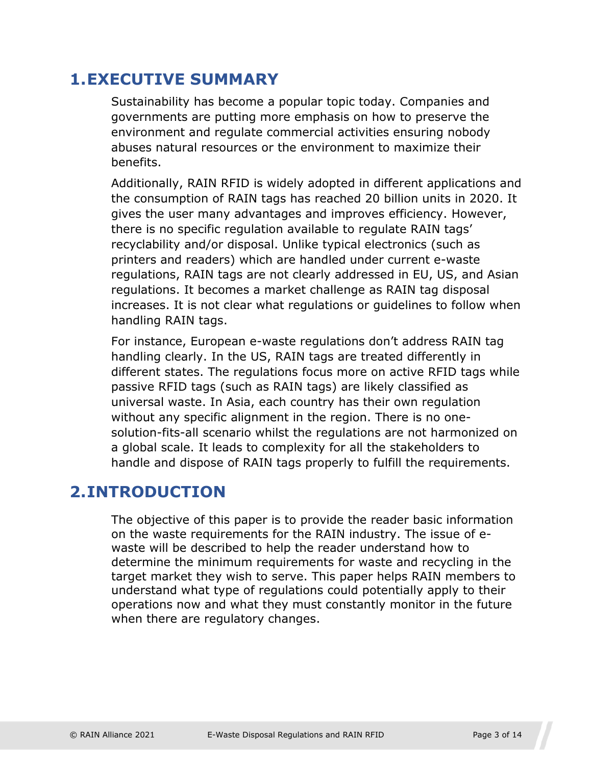# 1. EXECUTIVE SUMMARY

Sustainability has become a popular topic today. Companies and governments are putting more emphasis on how to preserve the environment and regulate commercial activities ensuring nobody abuses natural resources or the environment to maximize their benefits.

Additionally, RAIN RFID is widely adopted in different applications and the consumption of RAIN tags has reached 20 billion units in 2020. It gives the user many advantages and improves efficiency. However, there is no specific regulation available to regulate RAIN tags' recyclability and/or disposal. Unlike typical electronics (such as printers and readers) which are handled under current e-waste regulations, RAIN tags are not clearly addressed in EU, US, and Asian regulations. It becomes a market challenge as RAIN tag disposal increases. It is not clear what regulations or guidelines to follow when handling RAIN tags.

For instance, European e-waste regulations don't address RAIN tag handling clearly. In the US, RAIN tags are treated differently in different states. The regulations focus more on active RFID tags while passive RFID tags (such as RAIN tags) are likely classified as universal waste. In Asia, each country has their own regulation without any specific alignment in the region. There is no one-solution-fits-all scenario whilst the regulations are not harmonized on a global scale. It leads to complexity for all the stakeholders to handle and dispose of RAIN tags properly to fulfill the requirements.

# 2. INTRODUCTION

The objective of this paper is to provide the reader basic information on the waste requirements for the RAIN industry. The issue of e-waste will be described to help the reader understand how to determine the minimum requirements for waste and recycling in the target market they wish to serve. This paper helps RAIN members to understand what type of regulations could potentially apply to their operations now and what they must constantly monitor in the future when there are regulatory changes.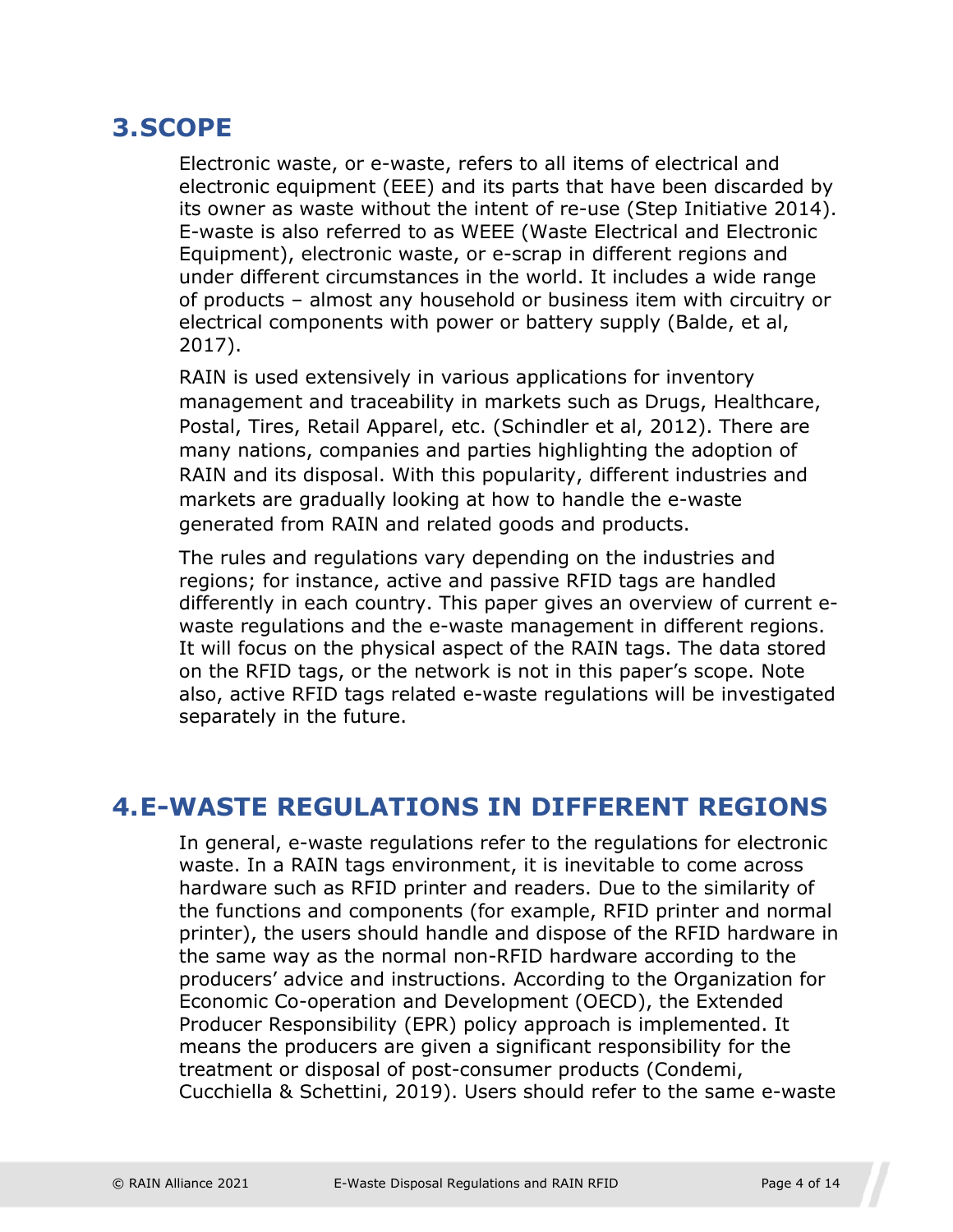# 3. SCOPE

Electronic waste, or e-waste, refers to all items of electrical and electronic equipment (EEE) and its parts that have been discarded by its owner as waste without the intent of re-use (Step Initiative 2014). E-waste is also referred to as WEEE (Waste Electrical and Electronic Equipment), electronic waste, or e-scrap in different regions and under different circumstances in the world. It includes a wide range of products – almost any household or business item with circuitry or electrical components with power or battery supply (Balde, et al, 2017).

RAIN is used extensively in various applications for inventory management and traceability in markets such as Drugs, Healthcare, Postal, Tires, Retail Apparel, etc. (Schindler et al, 2012). There are many nations, companies and parties highlighting the adoption of RAIN and its disposal. With this popularity, different industries and markets are gradually looking at how to handle the e-waste generated from RAIN and related goods and products.

The rules and regulations vary depending on the industries and regions; for instance, active and passive RFID tags are handled differently in each country. This paper gives an overview of current e-waste regulations and the e-waste management in different regions. It will focus on the physical aspect of the RAIN tags. The data stored on the RFID tags, or the network is not in this paper's scope. Note also, active RFID tags related e-waste regulations will be investigated separately in the future.

# 4. E-WASTE REGULATIONS IN DIFFERENT REGIONS

In general, e-waste regulations refer to the regulations for electronic waste. In a RAIN tags environment, it is inevitable to come across hardware such as RFID printer and readers. Due to the similarity of the functions and components (for example, RFID printer and normal printer), the users should handle and dispose of the RFID hardware in the same way as the normal non-RFID hardware according to the producers' advice and instructions. According to the Organization for Economic Co-operation and Development (OECD), the Extended Producer Responsibility (EPR) policy approach is implemented. It means the producers are given a significant responsibility for the treatment or disposal of post-consumer products (Condemi, Cucchiella & Schettini, 2019). Users should refer to the same e-waste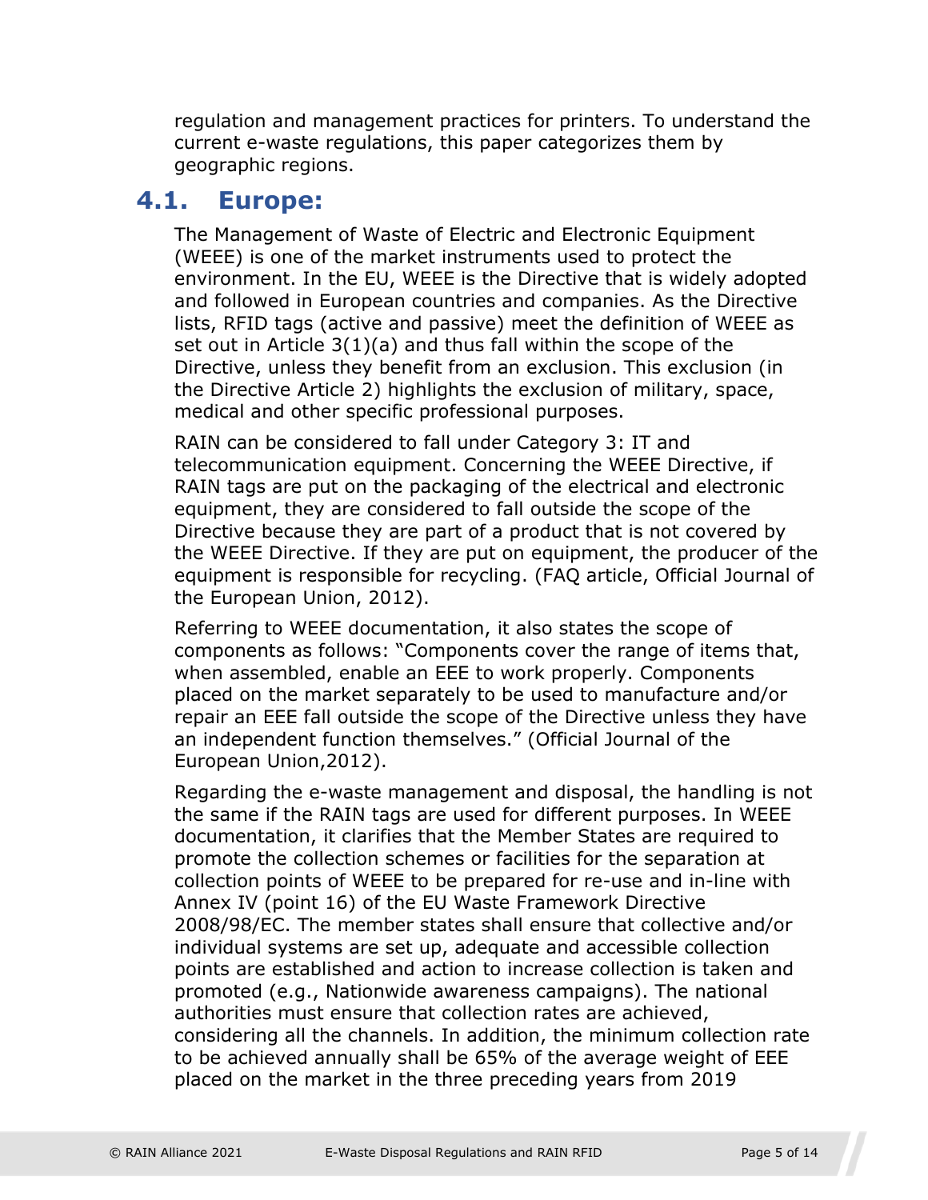regulation and management practices for printers. To understand the current e-waste regulations, this paper categorizes them by geographic regions.

## 4.1. Europe:

The Management of Waste of Electric and Electronic Equipment (WEEE) is one of the market instruments used to protect the environment. In the EU, WEEE is the Directive that is widely adopted and followed in European countries and companies. As the Directive lists, RFID tags (active and passive) meet the definition of WEEE as set out in Article 3(1)(a) and thus fall within the scope of the Directive, unless they benefit from an exclusion. This exclusion (in the Directive Article 2) highlights the exclusion of military, space, medical and other specific professional purposes.

RAIN can be considered to fall under Category 3: IT and telecommunication equipment. Concerning the WEEE Directive, if RAIN tags are put on the packaging of the electrical and electronic equipment, they are considered to fall outside the scope of the Directive because they are part of a product that is not covered by the WEEE Directive. If they are put on equipment, the producer of the equipment is responsible for recycling. (FAQ article, Official Journal of the European Union, 2012).

Referring to WEEE documentation, it also states the scope of components as follows: "Components cover the range of items that, when assembled, enable an EEE to work properly. Components placed on the market separately to be used to manufacture and/or repair an EEE fall outside the scope of the Directive unless they have an independent function themselves." (Official Journal of the European Union,2012).

Regarding the e-waste management and disposal, the handling is not the same if the RAIN tags are used for different purposes. In WEEE documentation, it clarifies that the Member States are required to promote the collection schemes or facilities for the separation at collection points of WEEE to be prepared for re-use and in-line with Annex IV (point 16) of the EU Waste Framework Directive 2008/98/EC. The member states shall ensure that collective and/or individual systems are set up, adequate and accessible collection points are established and action to increase collection is taken and promoted (e.g., Nationwide awareness campaigns). The national authorities must ensure that collection rates are achieved, considering all the channels. In addition, the minimum collection rate to be achieved annually shall be 65% of the average weight of EEE placed on the market in the three preceding years from 2019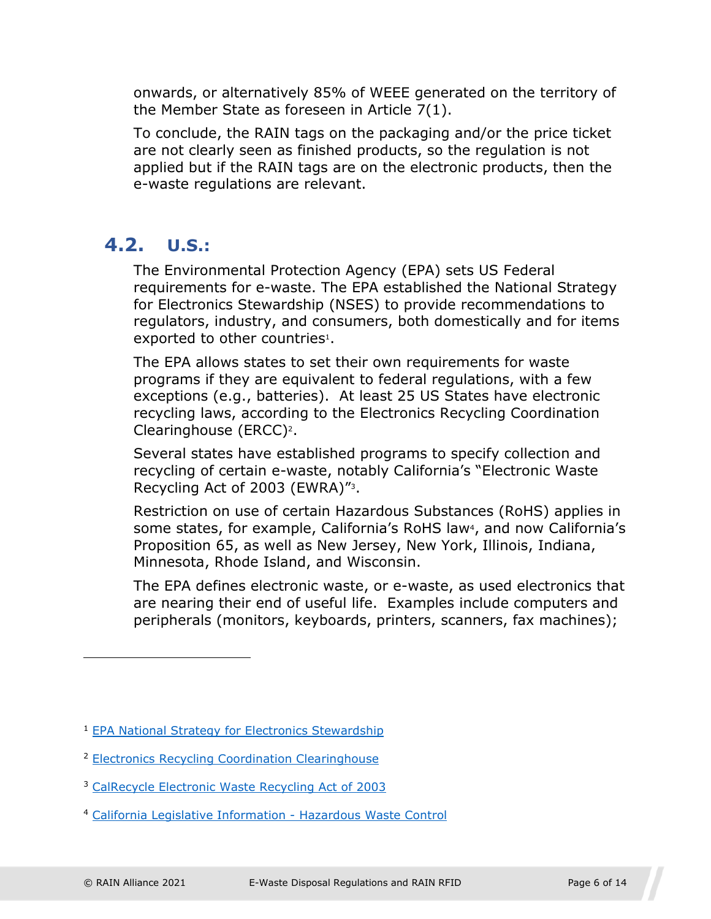onwards, or alternatively 85% of WEEE generated on the territory of the Member State as foreseen in Article 7(1).

To conclude, the RAIN tags on the packaging and/or the price ticket are not clearly seen as finished products, so the regulation is not applied but if the RAIN tags are on the electronic products, then the e-waste regulations are relevant.

## 4.2. U.S.:

The Environmental Protection Agency (EPA) sets US Federal requirements for e-waste. The EPA established the National Strategy for Electronics Stewardship (NSES) to provide recommendations to regulators, industry, and consumers, both domestically and for items exported to other countries[1].

The EPA allows states to set their own requirements for waste programs if they are equivalent to federal regulations, with a few exceptions (e.g., batteries). At least 25 US States have electronic recycling laws, according to the Electronics Recycling Coordination Clearinghouse (ERCC)[2].

Several states have established programs to specify collection and recycling of certain e-waste, notably California's "Electronic Waste Recycling Act of 2003 (EWRA)"[3].

Restriction on use of certain Hazardous Substances (RoHS) applies in some states, for example, California's RoHS law[4], and now California's Proposition 65, as well as New Jersey, New York, Illinois, Indiana, Minnesota, Rhode Island, and Wisconsin.

The EPA defines electronic waste, or e-waste, as used electronics that are nearing their end of useful life. Examples include computers and peripherals (monitors, keyboards, printers, scanners, fax machines);

---

[1] EPA National Strategy for Electronics Stewardship

[2] Electronics Recycling Coordination Clearinghouse

[3] CalRecycle Electronic Waste Recycling Act of 2003

[4] California Legislative Information - Hazardous Waste Control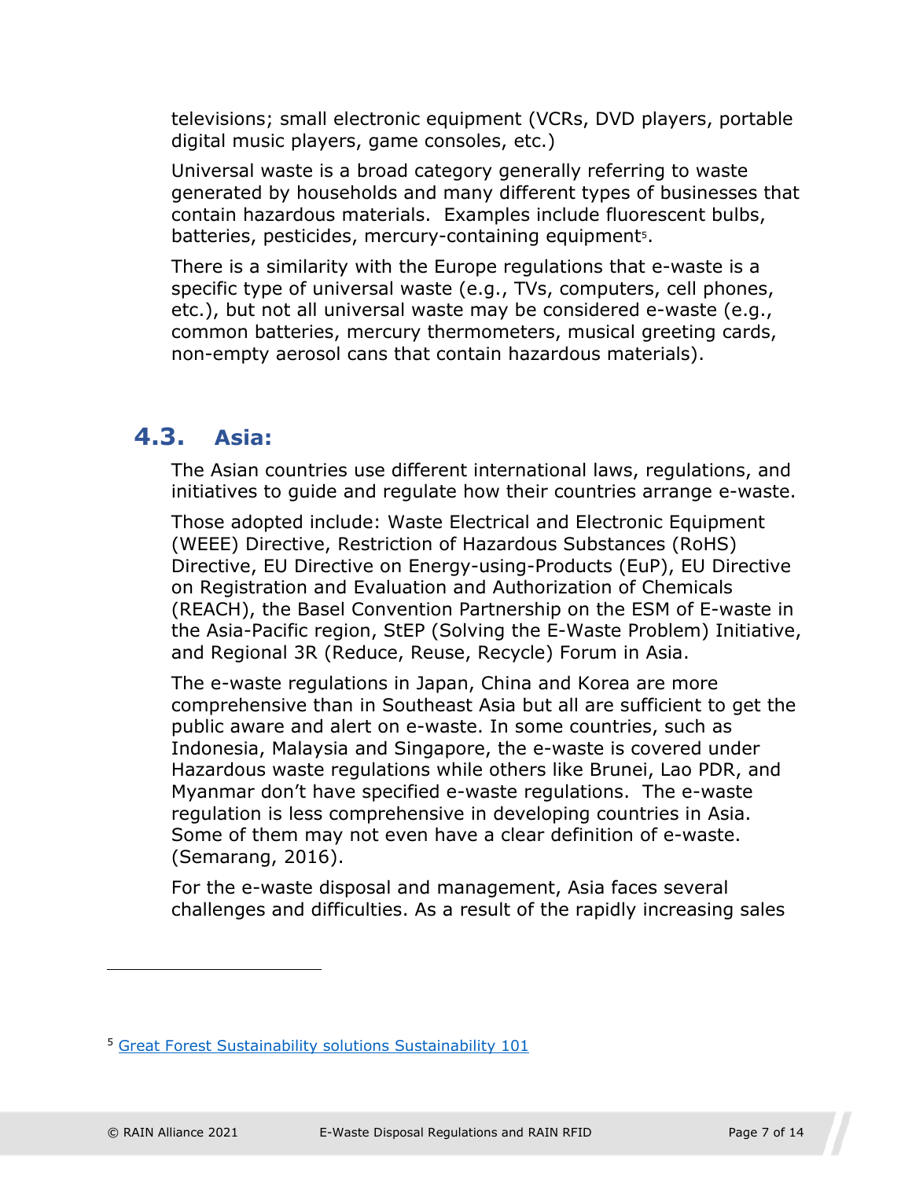televisions; small electronic equipment (VCRs, DVD players, portable digital music players, game consoles, etc.)

Universal waste is a broad category generally referring to waste generated by households and many different types of businesses that contain hazardous materials. Examples include fluorescent bulbs, batteries, pesticides, mercury-containing equipment[5].

There is a similarity with the Europe regulations that e-waste is a specific type of universal waste (e.g., TVs, computers, cell phones, etc.), but not all universal waste may be considered e-waste (e.g., common batteries, mercury thermometers, musical greeting cards, non-empty aerosol cans that contain hazardous materials).

## 4.3. Asia:

The Asian countries use different international laws, regulations, and initiatives to guide and regulate how their countries arrange e-waste.

Those adopted include: Waste Electrical and Electronic Equipment (WEEE) Directive, Restriction of Hazardous Substances (RoHS) Directive, EU Directive on Energy-using-Products (EuP), EU Directive on Registration and Evaluation and Authorization of Chemicals (REACH), the Basel Convention Partnership on the ESM of E-waste in the Asia-Pacific region, StEP (Solving the E-Waste Problem) Initiative, and Regional 3R (Reduce, Reuse, Recycle) Forum in Asia.

The e-waste regulations in Japan, China and Korea are more comprehensive than in Southeast Asia but all are sufficient to get the public aware and alert on e-waste. In some countries, such as Indonesia, Malaysia and Singapore, the e-waste is covered under Hazardous waste regulations while others like Brunei, Lao PDR, and Myanmar don't have specified e-waste regulations. The e-waste regulation is less comprehensive in developing countries in Asia. Some of them may not even have a clear definition of e-waste. (Semarang, 2016).

For the e-waste disposal and management, Asia faces several challenges and difficulties. As a result of the rapidly increasing sales

---

[5] Great Forest Sustainability solutions Sustainability 101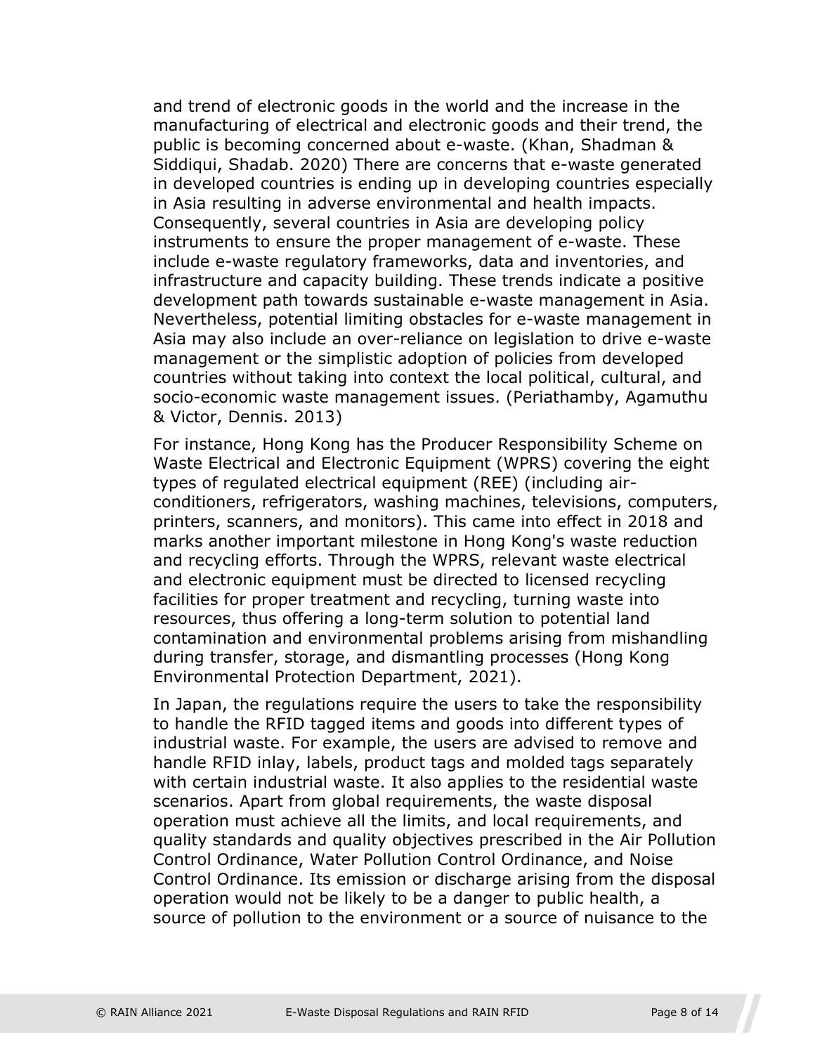and trend of electronic goods in the world and the increase in the manufacturing of electrical and electronic goods and their trend, the public is becoming concerned about e-waste. (Khan, Shadman & Siddiqui, Shadab. 2020) There are concerns that e-waste generated in developed countries is ending up in developing countries especially in Asia resulting in adverse environmental and health impacts. Consequently, several countries in Asia are developing policy instruments to ensure the proper management of e-waste. These include e-waste regulatory frameworks, data and inventories, and infrastructure and capacity building. These trends indicate a positive development path towards sustainable e-waste management in Asia. Nevertheless, potential limiting obstacles for e-waste management in Asia may also include an over-reliance on legislation to drive e-waste management or the simplistic adoption of policies from developed countries without taking into context the local political, cultural, and socio-economic waste management issues. (Periathamby, Agamuthu & Victor, Dennis. 2013)

For instance, Hong Kong has the Producer Responsibility Scheme on Waste Electrical and Electronic Equipment (WPRS) covering the eight types of regulated electrical equipment (REE) (including air-conditioners, refrigerators, washing machines, televisions, computers, printers, scanners, and monitors). This came into effect in 2018 and marks another important milestone in Hong Kong's waste reduction and recycling efforts. Through the WPRS, relevant waste electrical and electronic equipment must be directed to licensed recycling facilities for proper treatment and recycling, turning waste into resources, thus offering a long-term solution to potential land contamination and environmental problems arising from mishandling during transfer, storage, and dismantling processes (Hong Kong Environmental Protection Department, 2021).

In Japan, the regulations require the users to take the responsibility to handle the RFID tagged items and goods into different types of industrial waste. For example, the users are advised to remove and handle RFID inlay, labels, product tags and molded tags separately with certain industrial waste. It also applies to the residential waste scenarios. Apart from global requirements, the waste disposal operation must achieve all the limits, and local requirements, and quality standards and quality objectives prescribed in the Air Pollution Control Ordinance, Water Pollution Control Ordinance, and Noise Control Ordinance. Its emission or discharge arising from the disposal operation would not be likely to be a danger to public health, a source of pollution to the environment or a source of nuisance to the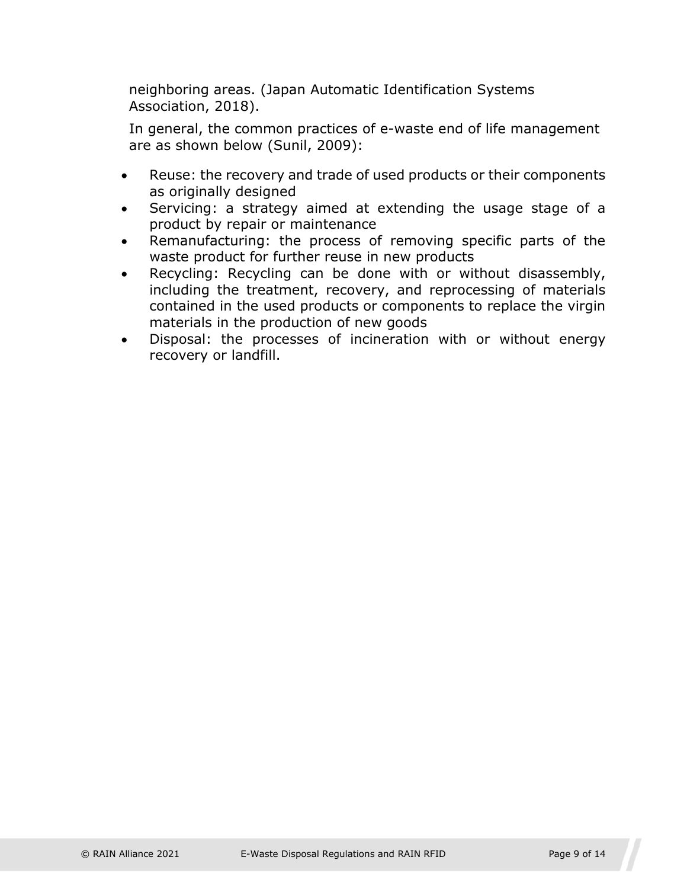neighboring areas. (Japan Automatic Identification Systems Association, 2018).

In general, the common practices of e-waste end of life management are as shown below (Sunil, 2009):

- Reuse: the recovery and trade of used products or their components as originally designed
- Servicing: a strategy aimed at extending the usage stage of a product by repair or maintenance
- Remanufacturing: the process of removing specific parts of the waste product for further reuse in new products
- Recycling: Recycling can be done with or without disassembly, including the treatment, recovery, and reprocessing of materials contained in the used products or components to replace the virgin materials in the production of new goods
- Disposal: the processes of incineration with or without energy recovery or landfill.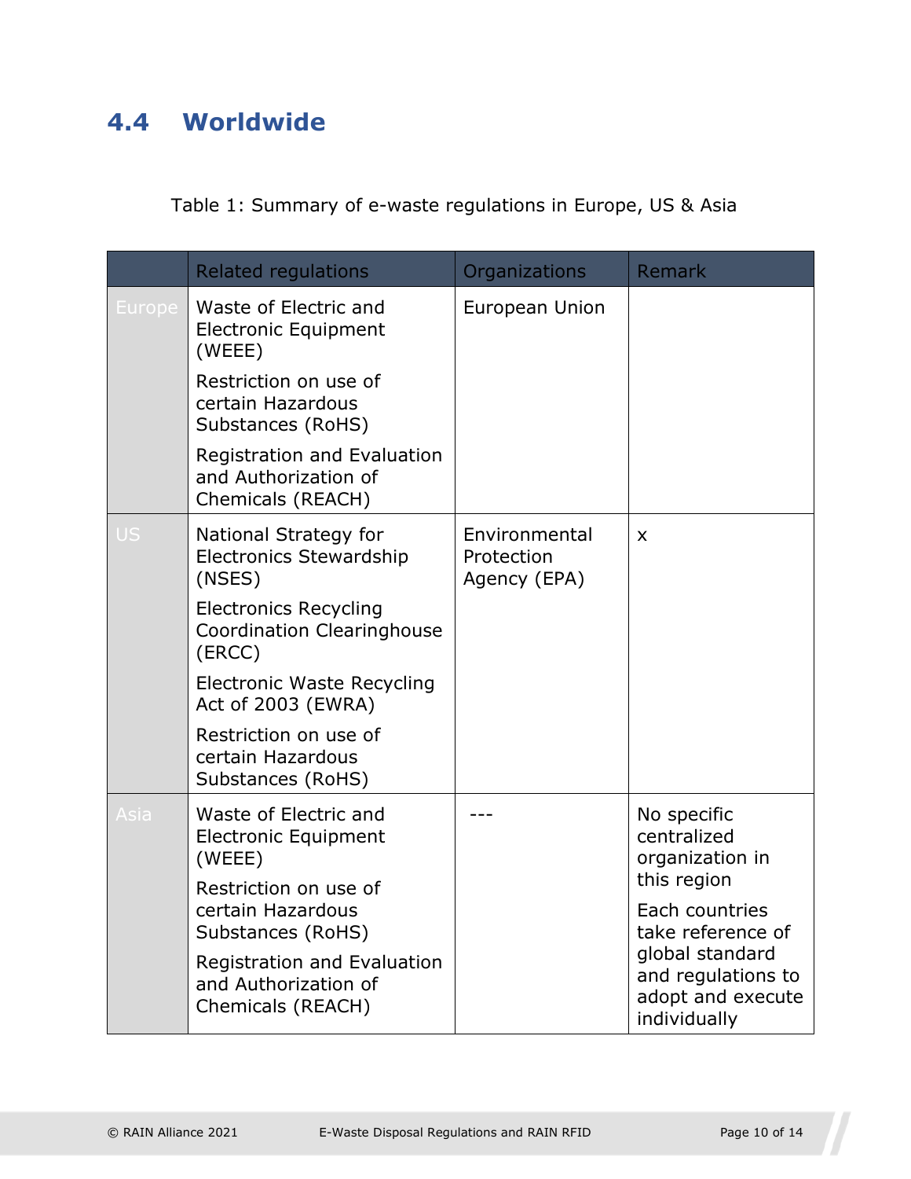## 4.4 Worldwide

Table 1: Summary of e-waste regulations in Europe, US & Asia

| | Related regulations | Organizations | Remark |
|---|---|---|---|
| Europe | Waste of Electric and Electronic Equipment (WEEE)<br>Restriction on use of certain Hazardous Substances (RoHS)<br>Registration and Evaluation and Authorization of Chemicals (REACH) | European Union | |
| US | National Strategy for Electronics Stewardship (NSES)<br>Electronics Recycling Coordination Clearinghouse (ERCC)<br>Electronic Waste Recycling Act of 2003 (EWRA)<br>Restriction on use of certain Hazardous Substances (RoHS) | Environmental Protection Agency (EPA) | x |
| Asia | Waste of Electric and Electronic Equipment (WEEE)<br>Restriction on use of certain Hazardous Substances (RoHS)<br>Registration and Evaluation and Authorization of Chemicals (REACH) | --- | No specific centralized organization in this region<br>Each countries take reference of global standard and regulations to adopt and execute individually |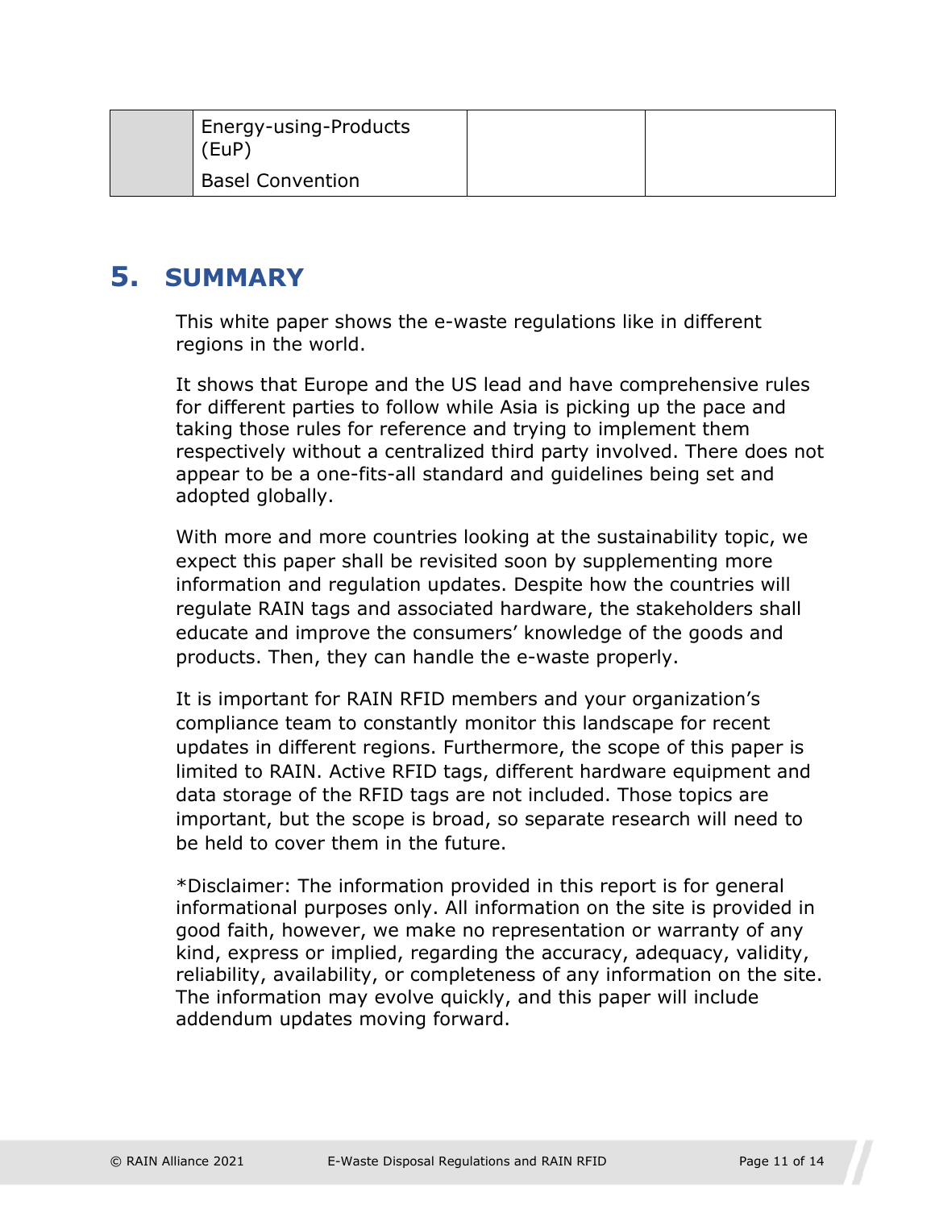| | | | |
|---|---|---|---|
| | Energy-using-Products (EuP)<br>Basel Convention | | |

# 5. SUMMARY

This white paper shows the e-waste regulations like in different regions in the world.

It shows that Europe and the US lead and have comprehensive rules for different parties to follow while Asia is picking up the pace and taking those rules for reference and trying to implement them respectively without a centralized third party involved. There does not appear to be a one-fits-all standard and guidelines being set and adopted globally.

With more and more countries looking at the sustainability topic, we expect this paper shall be revisited soon by supplementing more information and regulation updates. Despite how the countries will regulate RAIN tags and associated hardware, the stakeholders shall educate and improve the consumers' knowledge of the goods and products. Then, they can handle the e-waste properly.

It is important for RAIN RFID members and your organization's compliance team to constantly monitor this landscape for recent updates in different regions. Furthermore, the scope of this paper is limited to RAIN. Active RFID tags, different hardware equipment and data storage of the RFID tags are not included. Those topics are important, but the scope is broad, so separate research will need to be held to cover them in the future.

*Disclaimer: The information provided in this report is for general informational purposes only. All information on the site is provided in good faith, however, we make no representation or warranty of any kind, express or implied, regarding the accuracy, adequacy, validity, reliability, availability, or completeness of any information on the site. The information may evolve quickly, and this paper will include addendum updates moving forward.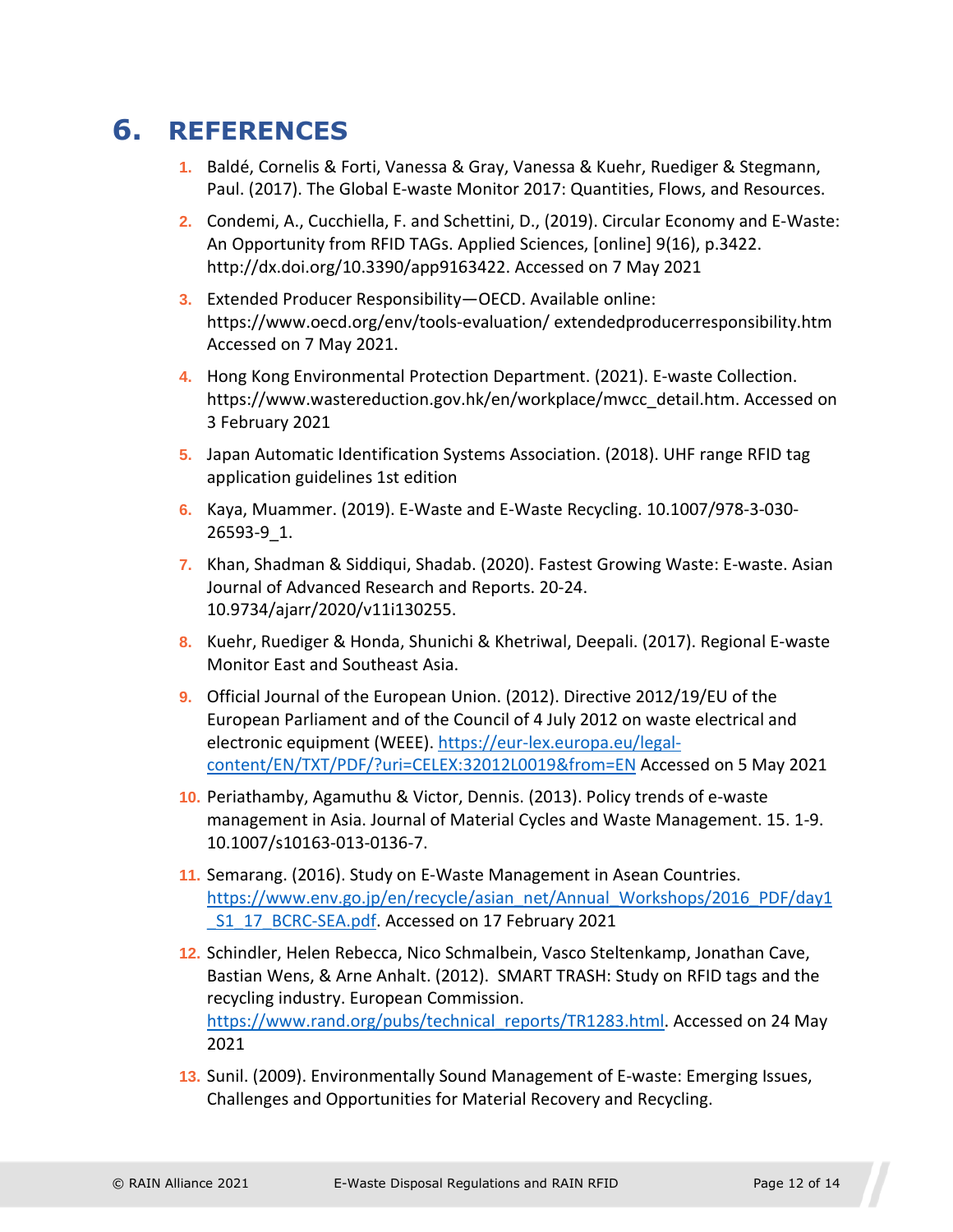# 6. REFERENCES

1. Baldé, Cornelis & Forti, Vanessa & Gray, Vanessa & Kuehr, Ruediger & Stegmann, Paul. (2017). The Global E-waste Monitor 2017: Quantities, Flows, and Resources.
2. Condemi, A., Cucchiella, F. and Schettini, D., (2019). Circular Economy and E-Waste: An Opportunity from RFID TAGs. Applied Sciences, [online] 9(16), p.3422. http://dx.doi.org/10.3390/app9163422. Accessed on 7 May 2021
3. Extended Producer Responsibility—OECD. Available online: https://www.oecd.org/env/tools-evaluation/ extendedproducerresponsibility.htm Accessed on 7 May 2021.
4. Hong Kong Environmental Protection Department. (2021). E-waste Collection. https://www.wastereduction.gov.hk/en/workplace/mwcc_detail.htm. Accessed on 3 February 2021
5. Japan Automatic Identification Systems Association. (2018). UHF range RFID tag application guidelines 1st edition
6. Kaya, Muammer. (2019). E-Waste and E-Waste Recycling. 10.1007/978-3-030-26593-9_1.
7. Khan, Shadman & Siddiqui, Shadab. (2020). Fastest Growing Waste: E-waste. Asian Journal of Advanced Research and Reports. 20-24. 10.9734/ajarr/2020/v11i130255.
8. Kuehr, Ruediger & Honda, Shunichi & Khetriwal, Deepali. (2017). Regional E-waste Monitor East and Southeast Asia.
9. Official Journal of the European Union. (2012). Directive 2012/19/EU of the European Parliament and of the Council of 4 July 2012 on waste electrical and electronic equipment (WEEE). https://eur-lex.europa.eu/legal-content/EN/TXT/PDF/?uri=CELEX:32012L0019&from=EN Accessed on 5 May 2021
10. Periathamby, Agamuthu & Victor, Dennis. (2013). Policy trends of e-waste management in Asia. Journal of Material Cycles and Waste Management. 15. 1-9. 10.1007/s10163-013-0136-7.
11. Semarang. (2016). Study on E-Waste Management in Asean Countries. https://www.env.go.jp/en/recycle/asian_net/Annual_Workshops/2016_PDF/day1_S1_17_BCRC-SEA.pdf. Accessed on 17 February 2021
12. Schindler, Helen Rebecca, Nico Schmalbein, Vasco Steltenkamp, Jonathan Cave, Bastian Wens, & Arne Anhalt. (2012). SMART TRASH: Study on RFID tags and the recycling industry. European Commission. https://www.rand.org/pubs/technical_reports/TR1283.html. Accessed on 24 May 2021
13. Sunil. (2009). Environmentally Sound Management of E-waste: Emerging Issues, Challenges and Opportunities for Material Recovery and Recycling.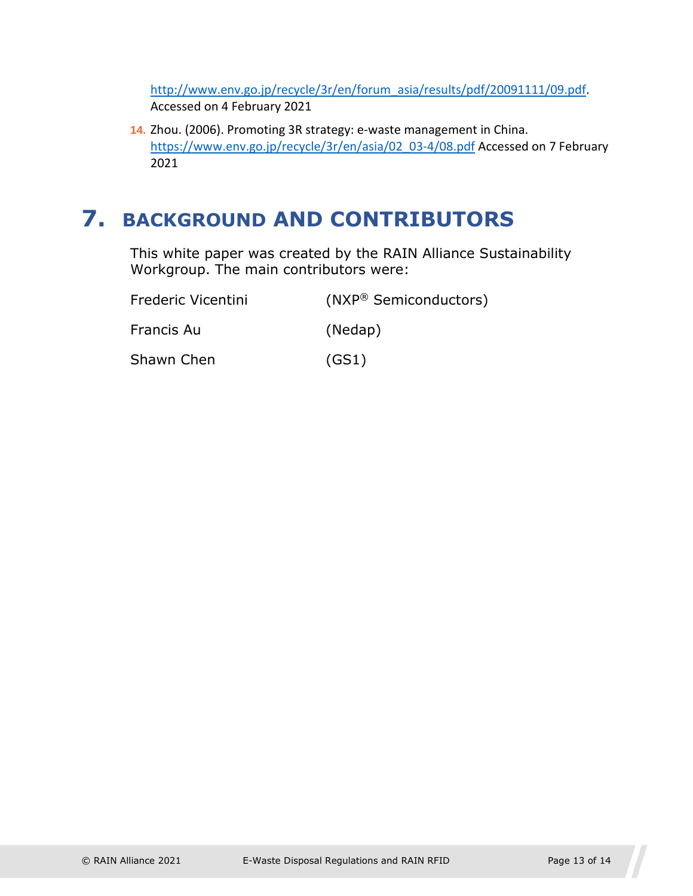http://www.env.go.jp/recycle/3r/en/forum_asia/results/pdf/20091111/09.pdf. Accessed on 4 February 2021

14. Zhou. (2006). Promoting 3R strategy: e-waste management in China. https://www.env.go.jp/recycle/3r/en/asia/02_03-4/08.pdf Accessed on 7 February 2021

# 7. BACKGROUND AND CONTRIBUTORS

This white paper was created by the RAIN Alliance Sustainability Workgroup. The main contributors were:

| | |
|---|---|
| Frederic Vicentini | (NXP® Semiconductors) |
| Francis Au | (Nedap) |
| Shawn Chen | (GS1) |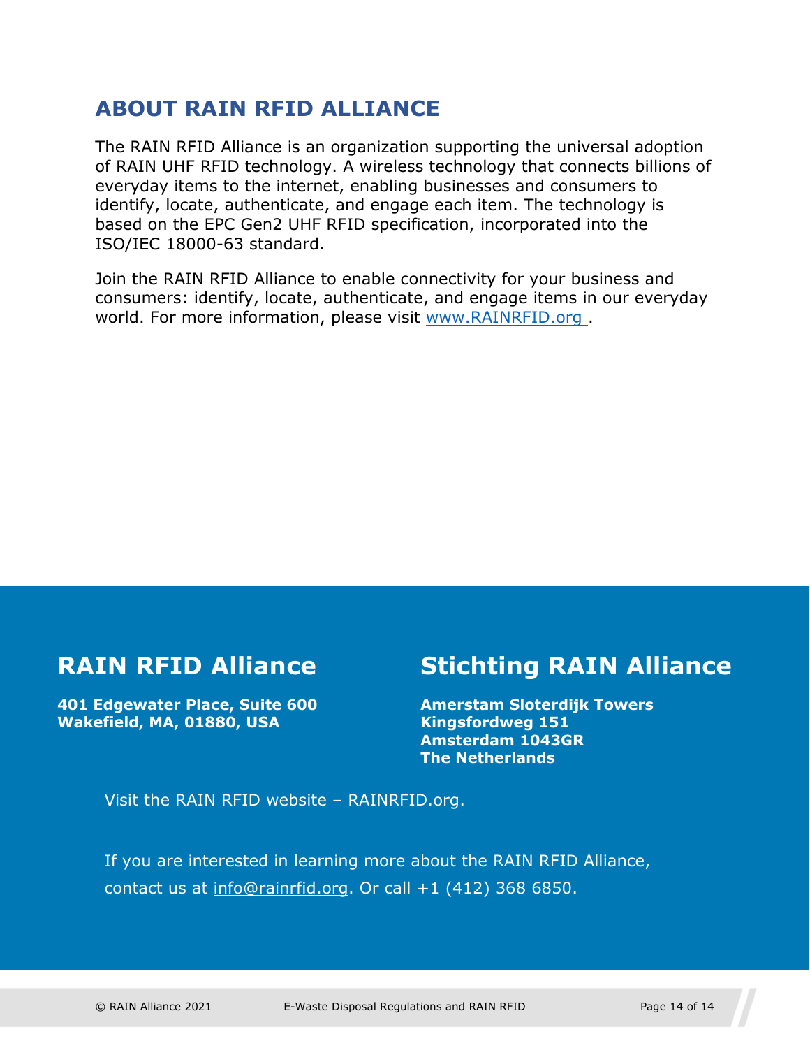## ABOUT RAIN RFID ALLIANCE

The RAIN RFID Alliance is an organization supporting the universal adoption of RAIN UHF RFID technology. A wireless technology that connects billions of everyday items to the internet, enabling businesses and consumers to identify, locate, authenticate, and engage each item. The technology is based on the EPC Gen2 UHF RFID specification, incorporated into the ISO/IEC 18000-63 standard.

Join the RAIN RFID Alliance to enable connectivity for your business and consumers: identify, locate, authenticate, and engage items in our everyday world. For more information, please visit www.RAINRFID.org .

## RAIN RFID Alliance

**401 Edgewater Place, Suite 600**
**Wakefield, MA, 01880, USA**

## Stichting RAIN Alliance

**Amerstam Sloterdijk Towers**
**Kingsfordweg 151**
**Amsterdam 1043GR**
**The Netherlands**

Visit the RAIN RFID website – RAINRFID.org.

If you are interested in learning more about the RAIN RFID Alliance, contact us at info@rainrfid.org. Or call +1 (412) 368 6850.